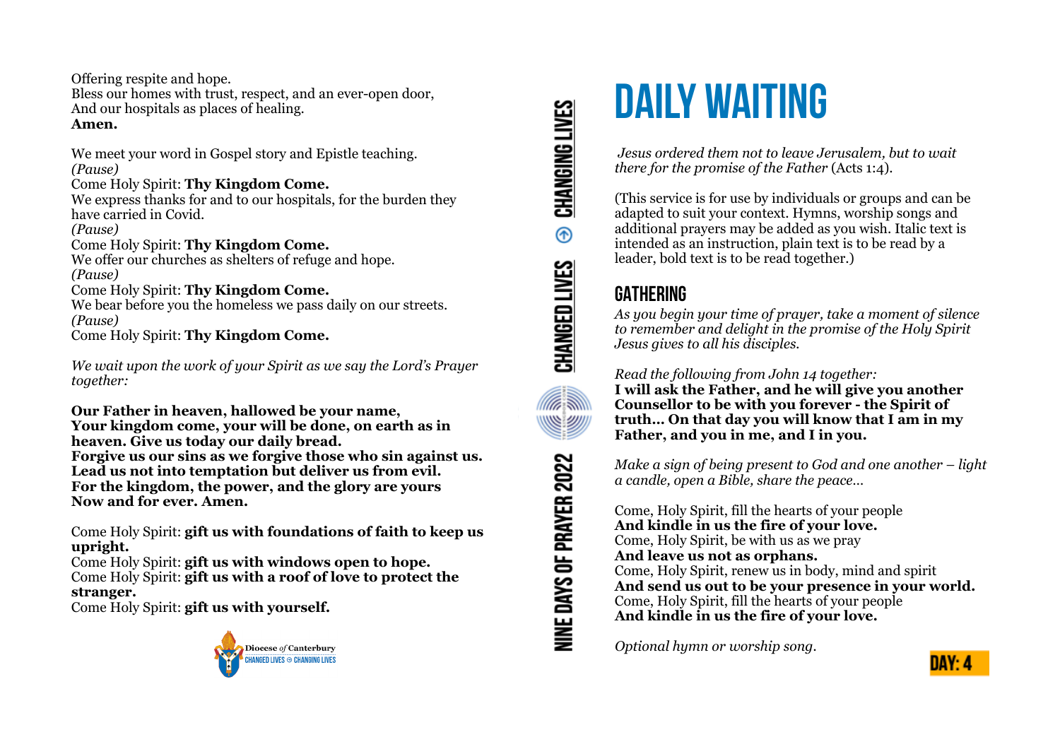Offering respite and hope.
Bless our homes with trust, respect, and an ever-open door,
And our hospitals as places of healing.
**Amen.**

We meet your word in Gospel story and Epistle teaching.
*(Pause)*
Come Holy Spirit: **Thy Kingdom Come.**
We express thanks for and to our hospitals, for the burden they have carried in Covid.
*(Pause)*
Come Holy Spirit: **Thy Kingdom Come.**
We offer our churches as shelters of refuge and hope.
*(Pause)*
Come Holy Spirit: **Thy Kingdom Come.**
We bear before you the homeless we pass daily on our streets.
*(Pause)*
Come Holy Spirit: **Thy Kingdom Come.**

*We wait upon the work of your Spirit as we say the Lord's Prayer together:*

**Our Father in heaven, hallowed be your name,**
**Your kingdom come, your will be done, on earth as in heaven. Give us today our daily bread.**
**Forgive us our sins as we forgive those who sin against us.**
**Lead us not into temptation but deliver us from evil.**
**For the kingdom, the power, and the glory are yours**
**Now and for ever. Amen.**

Come Holy Spirit: **gift us with foundations of faith to keep us upright.**
Come Holy Spirit: **gift us with windows open to hope.**
Come Holy Spirit: **gift us with a roof of love to protect the stranger.**
Come Holy Spirit: **gift us with yourself.**

Diocese *of* Canterbury
CHANGED LIVES ⊕ CHANGING LIVES

NINE DAYS OF PRAYER 2022 · CHANGED LIVES ⊕ CHANGING LIVES

# DAILY WAITING

*Jesus ordered them not to leave Jerusalem, but to wait there for the promise of the Father* (Acts 1:4).

(This service is for use by individuals or groups and can be adapted to suit your context. Hymns, worship songs and additional prayers may be added as you wish. Italic text is intended as an instruction, plain text is to be read by a leader, bold text is to be read together.)

## GATHERING

*As you begin your time of prayer, take a moment of silence to remember and delight in the promise of the Holy Spirit Jesus gives to all his disciples.*

*Read the following from John 14 together:*
**I will ask the Father, and he will give you another Counsellor to be with you forever - the Spirit of truth… On that day you will know that I am in my Father, and you in me, and I in you.**

*Make a sign of being present to God and one another – light a candle, open a Bible, share the peace…*

Come, Holy Spirit, fill the hearts of your people
**And kindle in us the fire of your love.**
Come, Holy Spirit, be with us as we pray
**And leave us not as orphans.**
Come, Holy Spirit, renew us in body, mind and spirit
**And send us out to be your presence in your world.**
Come, Holy Spirit, fill the hearts of your people
**And kindle in us the fire of your love.**

*Optional hymn or worship song.*

DAY: 4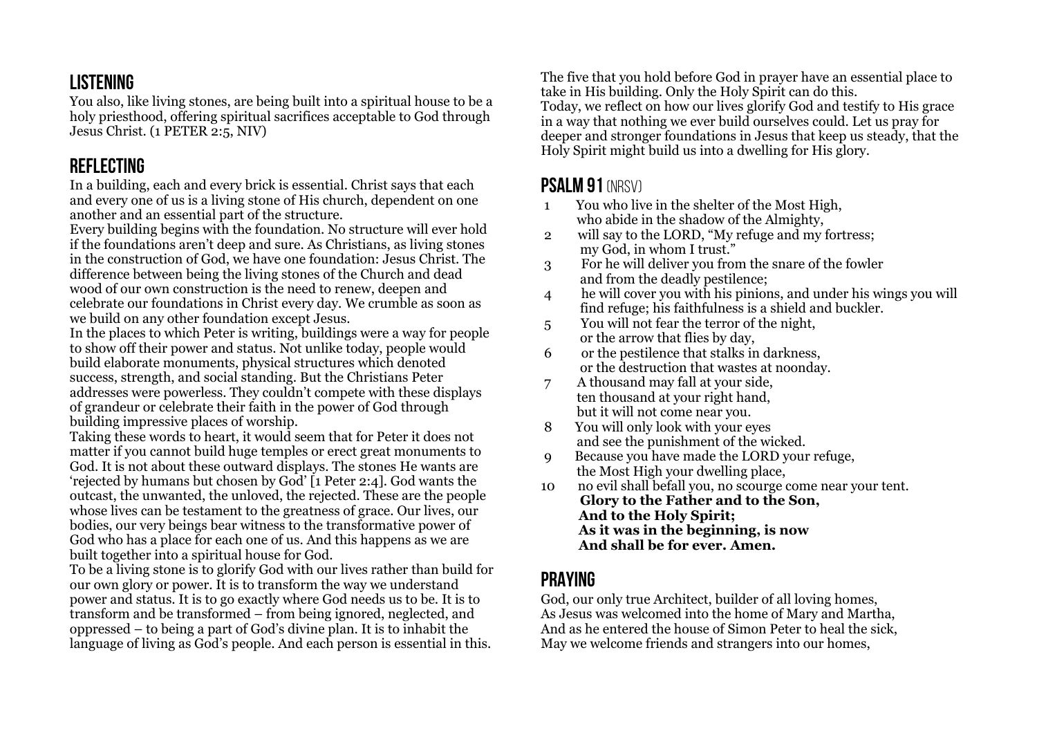## LISTENING

You also, like living stones, are being built into a spiritual house to be a holy priesthood, offering spiritual sacrifices acceptable to God through Jesus Christ. (1 PETER 2:5, NIV)

## REFLECTING

In a building, each and every brick is essential. Christ says that each and every one of us is a living stone of His church, dependent on one another and an essential part of the structure.

Every building begins with the foundation. No structure will ever hold if the foundations aren't deep and sure. As Christians, as living stones in the construction of God, we have one foundation: Jesus Christ. The difference between being the living stones of the Church and dead wood of our own construction is the need to renew, deepen and celebrate our foundations in Christ every day. We crumble as soon as we build on any other foundation except Jesus.

In the places to which Peter is writing, buildings were a way for people to show off their power and status. Not unlike today, people would build elaborate monuments, physical structures which denoted success, strength, and social standing. But the Christians Peter addresses were powerless. They couldn't compete with these displays of grandeur or celebrate their faith in the power of God through building impressive places of worship.

Taking these words to heart, it would seem that for Peter it does not matter if you cannot build huge temples or erect great monuments to God. It is not about these outward displays. The stones He wants are 'rejected by humans but chosen by God' [1 Peter 2:4]. God wants the outcast, the unwanted, the unloved, the rejected. These are the people whose lives can be testament to the greatness of grace. Our lives, our bodies, our very beings bear witness to the transformative power of God who has a place for each one of us. And this happens as we are built together into a spiritual house for God.

To be a living stone is to glorify God with our lives rather than build for our own glory or power. It is to transform the way we understand power and status. It is to go exactly where God needs us to be. It is to transform and be transformed – from being ignored, neglected, and oppressed – to being a part of God's divine plan. It is to inhabit the language of living as God's people. And each person is essential in this.

The five that you hold before God in prayer have an essential place to take in His building. Only the Holy Spirit can do this.

Today, we reflect on how our lives glorify God and testify to His grace in a way that nothing we ever build ourselves could. Let us pray for deeper and stronger foundations in Jesus that keep us steady, that the Holy Spirit might build us into a dwelling for His glory.

## PSALM 91 (NRSV)

1 You who live in the shelter of the Most High,
who abide in the shadow of the Almighty,
2 will say to the LORD, "My refuge and my fortress;
my God, in whom I trust."
3 For he will deliver you from the snare of the fowler
and from the deadly pestilence;
4 he will cover you with his pinions, and under his wings you will find refuge; his faithfulness is a shield and buckler.
5 You will not fear the terror of the night,
or the arrow that flies by day,
6 or the pestilence that stalks in darkness,
or the destruction that wastes at noonday.
7 A thousand may fall at your side,
ten thousand at your right hand,
but it will not come near you.
8 You will only look with your eyes
and see the punishment of the wicked.
9 Because you have made the LORD your refuge,
the Most High your dwelling place,
10 no evil shall befall you, no scourge come near your tent.

**Glory to the Father and to the Son,**
**And to the Holy Spirit;**
**As it was in the beginning, is now**
**And shall be for ever. Amen.**

## PRAYING

God, our only true Architect, builder of all loving homes,
As Jesus was welcomed into the home of Mary and Martha,
And as he entered the house of Simon Peter to heal the sick,
May we welcome friends and strangers into our homes,